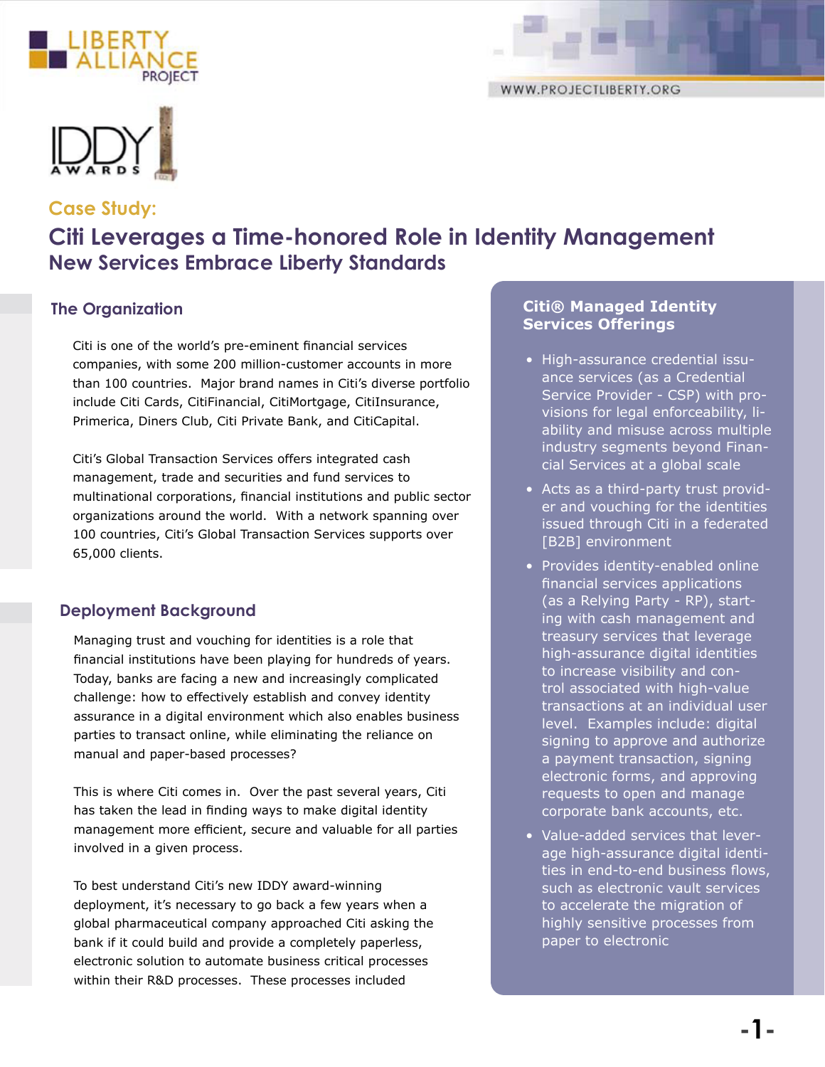LIBERTY ALLIANCE PROJECT

WWW.PROJECTLIBERTY.ORG

IDDY AWARDS

Case Study:

# Citi Leverages a Time-honored Role in Identity Management

## New Services Embrace Liberty Standards

### The Organization

Citi is one of the world's pre-eminent financial services companies, with some 200 million-customer accounts in more than 100 countries. Major brand names in Citi's diverse portfolio include Citi Cards, CitiFinancial, CitiMortgage, CitiInsurance, Primerica, Diners Club, Citi Private Bank, and CitiCapital.

Citi's Global Transaction Services offers integrated cash management, trade and securities and fund services to multinational corporations, financial institutions and public sector organizations around the world. With a network spanning over 100 countries, Citi's Global Transaction Services supports over 65,000 clients.

### Deployment Background

Managing trust and vouching for identities is a role that financial institutions have been playing for hundreds of years. Today, banks are facing a new and increasingly complicated challenge: how to effectively establish and convey identity assurance in a digital environment which also enables business parties to transact online, while eliminating the reliance on manual and paper-based processes?

This is where Citi comes in. Over the past several years, Citi has taken the lead in finding ways to make digital identity management more efficient, secure and valuable for all parties involved in a given process.

To best understand Citi's new IDDY award-winning deployment, it's necessary to go back a few years when a global pharmaceutical company approached Citi asking the bank if it could build and provide a completely paperless, electronic solution to automate business critical processes within their R&D processes. These processes included

### Citi® Managed Identity Services Offerings

- High-assurance credential issuance services (as a Credential Service Provider - CSP) with provisions for legal enforceability, liability and misuse across multiple industry segments beyond Financial Services at a global scale
- Acts as a third-party trust provider and vouching for the identities issued through Citi in a federated [B2B] environment
- Provides identity-enabled online financial services applications (as a Relying Party - RP), starting with cash management and treasury services that leverage high-assurance digital identities to increase visibility and control associated with high-value transactions at an individual user level. Examples include: digital signing to approve and authorize a payment transaction, signing electronic forms, and approving requests to open and manage corporate bank accounts, etc.
- Value-added services that leverage high-assurance digital identities in end-to-end business flows, such as electronic vault services to accelerate the migration of highly sensitive processes from paper to electronic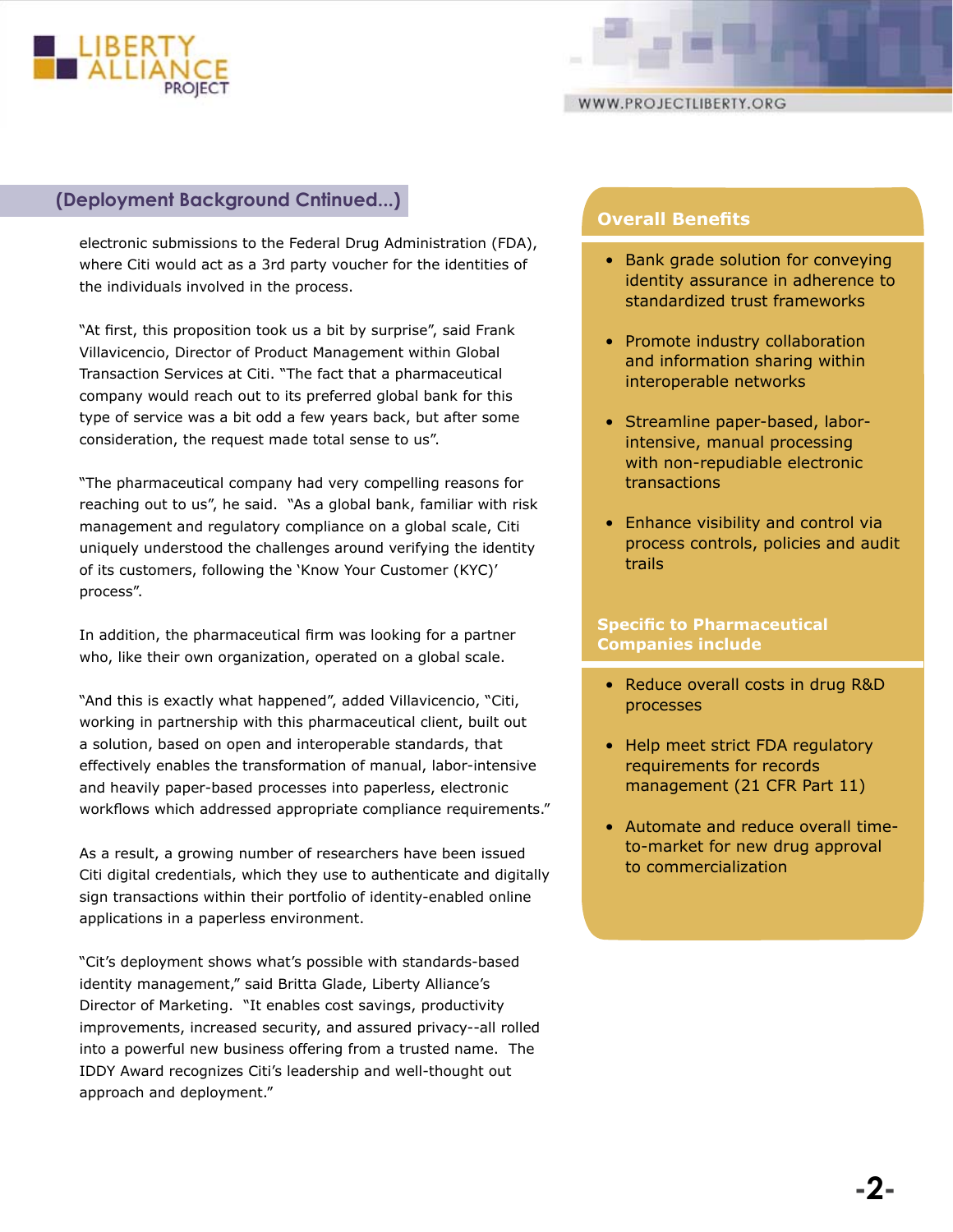## (Deployment Background Cntinued...)

electronic submissions to the Federal Drug Administration (FDA), where Citi would act as a 3rd party voucher for the identities of the individuals involved in the process.

"At first, this proposition took us a bit by surprise", said Frank Villavicencio, Director of Product Management within Global Transaction Services at Citi. "The fact that a pharmaceutical company would reach out to its preferred global bank for this type of service was a bit odd a few years back, but after some consideration, the request made total sense to us".

"The pharmaceutical company had very compelling reasons for reaching out to us", he said. "As a global bank, familiar with risk management and regulatory compliance on a global scale, Citi uniquely understood the challenges around verifying the identity of its customers, following the 'Know Your Customer (KYC)' process".

In addition, the pharmaceutical firm was looking for a partner who, like their own organization, operated on a global scale.

"And this is exactly what happened", added Villavicencio, "Citi, working in partnership with this pharmaceutical client, built out a solution, based on open and interoperable standards, that effectively enables the transformation of manual, labor-intensive and heavily paper-based processes into paperless, electronic workflows which addressed appropriate compliance requirements."

As a result, a growing number of researchers have been issued Citi digital credentials, which they use to authenticate and digitally sign transactions within their portfolio of identity-enabled online applications in a paperless environment.

"Cit's deployment shows what's possible with standards-based identity management," said Britta Glade, Liberty Alliance's Director of Marketing. "It enables cost savings, productivity improvements, increased security, and assured privacy--all rolled into a powerful new business offering from a trusted name. The IDDY Award recognizes Citi's leadership and well-thought out approach and deployment."

### Overall Benefits

- Bank grade solution for conveying identity assurance in adherence to standardized trust frameworks
- Promote industry collaboration and information sharing within interoperable networks
- Streamline paper-based, labor-intensive, manual processing with non-repudiable electronic transactions
- Enhance visibility and control via process controls, policies and audit trails

### Specific to Pharmaceutical Companies include

- Reduce overall costs in drug R&D processes
- Help meet strict FDA regulatory requirements for records management (21 CFR Part 11)
- Automate and reduce overall time-to-market for new drug approval to commercialization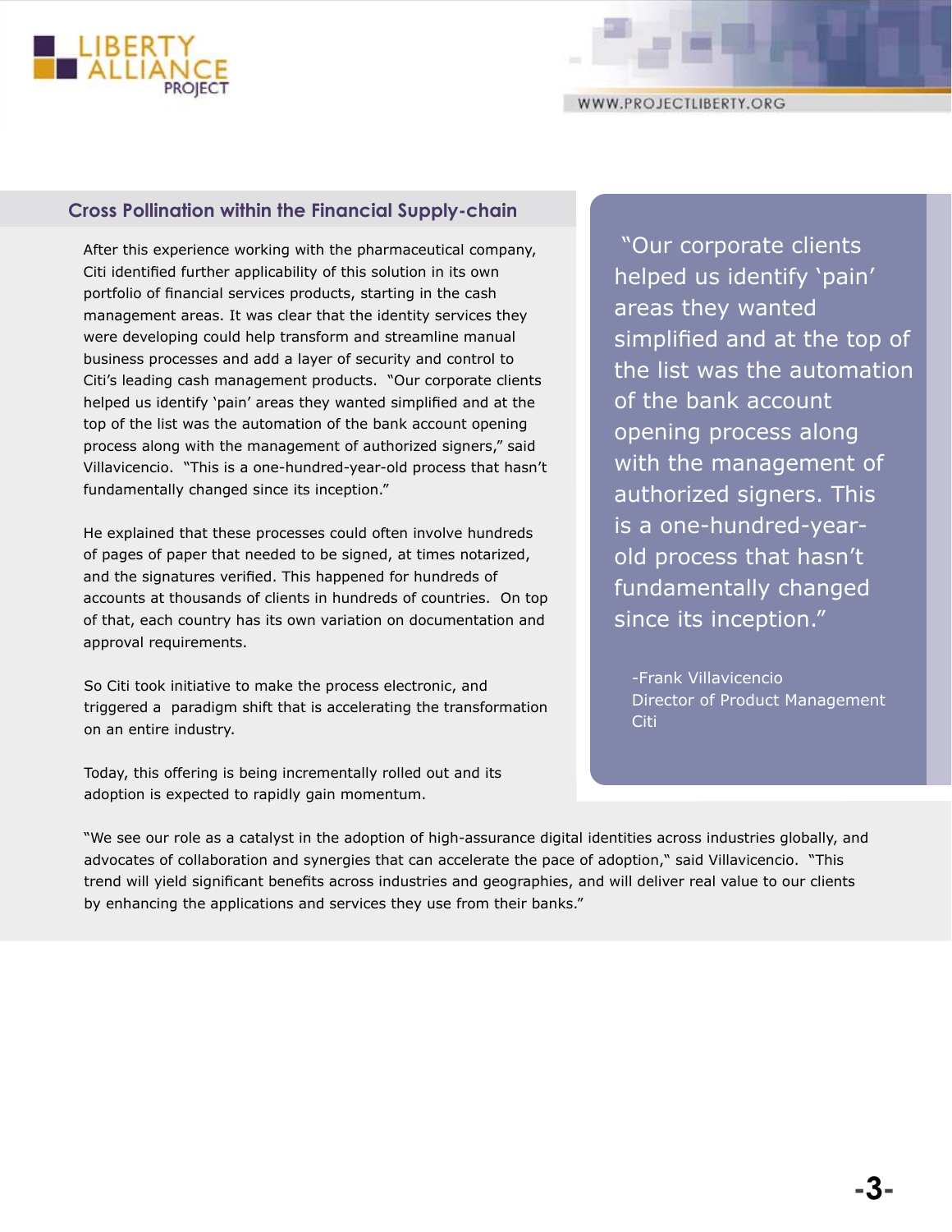## Cross Pollination within the Financial Supply-chain

After this experience working with the pharmaceutical company, Citi identified further applicability of this solution in its own portfolio of financial services products, starting in the cash management areas. It was clear that the identity services they were developing could help transform and streamline manual business processes and add a layer of security and control to Citi's leading cash management products. "Our corporate clients helped us identify 'pain' areas they wanted simplified and at the top of the list was the automation of the bank account opening process along with the management of authorized signers," said Villavicencio. "This is a one-hundred-year-old process that hasn't fundamentally changed since its inception."

He explained that these processes could often involve hundreds of pages of paper that needed to be signed, at times notarized, and the signatures verified. This happened for hundreds of accounts at thousands of clients in hundreds of countries. On top of that, each country has its own variation on documentation and approval requirements.

So Citi took initiative to make the process electronic, and triggered a paradigm shift that is accelerating the transformation on an entire industry.

Today, this offering is being incrementally rolled out and its adoption is expected to rapidly gain momentum.

> "Our corporate clients helped us identify 'pain' areas they wanted simplified and at the top of the list was the automation of the bank account opening process along with the management of authorized signers. This is a one-hundred-year-old process that hasn't fundamentally changed since its inception."
>
> -Frank Villavicencio
> Director of Product Management
> Citi

"We see our role as a catalyst in the adoption of high-assurance digital identities across industries globally, and advocates of collaboration and synergies that can accelerate the pace of adoption," said Villavicencio. "This trend will yield significant benefits across industries and geographies, and will deliver real value to our clients by enhancing the applications and services they use from their banks."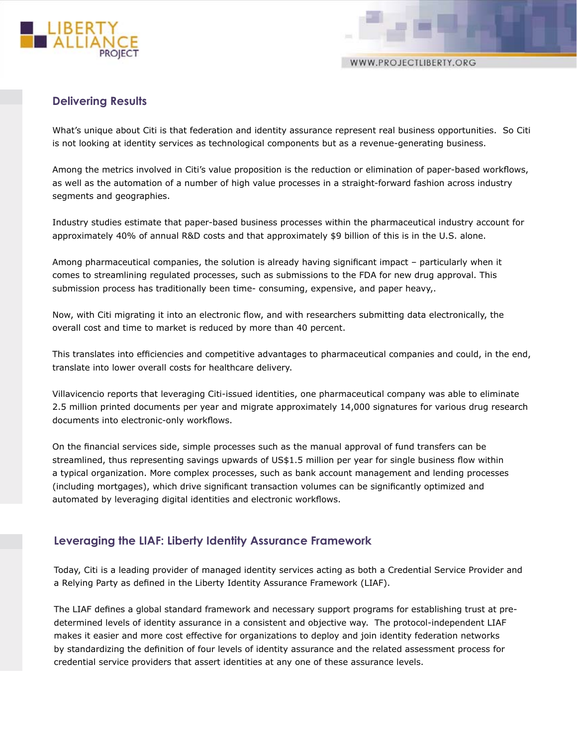## Delivering Results

What's unique about Citi is that federation and identity assurance represent real business opportunities. So Citi is not looking at identity services as technological components but as a revenue-generating business.

Among the metrics involved in Citi's value proposition is the reduction or elimination of paper-based workflows, as well as the automation of a number of high value processes in a straight-forward fashion across industry segments and geographies.

Industry studies estimate that paper-based business processes within the pharmaceutical industry account for approximately 40% of annual R&D costs and that approximately $9 billion of this is in the U.S. alone.

Among pharmaceutical companies, the solution is already having significant impact – particularly when it comes to streamlining regulated processes, such as submissions to the FDA for new drug approval. This submission process has traditionally been time- consuming, expensive, and paper heavy,.

Now, with Citi migrating it into an electronic flow, and with researchers submitting data electronically, the overall cost and time to market is reduced by more than 40 percent.

This translates into efficiencies and competitive advantages to pharmaceutical companies and could, in the end, translate into lower overall costs for healthcare delivery.

Villavicencio reports that leveraging Citi-issued identities, one pharmaceutical company was able to eliminate 2.5 million printed documents per year and migrate approximately 14,000 signatures for various drug research documents into electronic-only workflows.

On the financial services side, simple processes such as the manual approval of fund transfers can be streamlined, thus representing savings upwards of US$1.5 million per year for single business flow within a typical organization. More complex processes, such as bank account management and lending processes (including mortgages), which drive significant transaction volumes can be significantly optimized and automated by leveraging digital identities and electronic workflows.

## Leveraging the LIAF: Liberty Identity Assurance Framework

Today, Citi is a leading provider of managed identity services acting as both a Credential Service Provider and a Relying Party as defined in the Liberty Identity Assurance Framework (LIAF).

The LIAF defines a global standard framework and necessary support programs for establishing trust at pre-determined levels of identity assurance in a consistent and objective way. The protocol-independent LIAF makes it easier and more cost effective for organizations to deploy and join identity federation networks by standardizing the definition of four levels of identity assurance and the related assessment process for credential service providers that assert identities at any one of these assurance levels.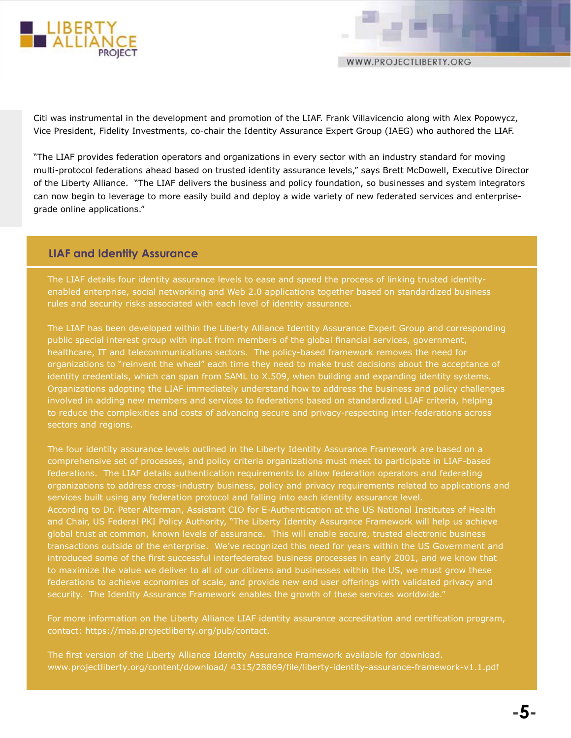Citi was instrumental in the development and promotion of the LIAF. Frank Villavicencio along with Alex Popowycz, Vice President, Fidelity Investments, co-chair the Identity Assurance Expert Group (IAEG) who authored the LIAF.

"The LIAF provides federation operators and organizations in every sector with an industry standard for moving multi-protocol federations ahead based on trusted identity assurance levels," says Brett McDowell, Executive Director of the Liberty Alliance. "The LIAF delivers the business and policy foundation, so businesses and system integrators can now begin to leverage to more easily build and deploy a wide variety of new federated services and enterprise-grade online applications."

## LIAF and Identity Assurance

The LIAF details four identity assurance levels to ease and speed the process of linking trusted identity-enabled enterprise, social networking and Web 2.0 applications together based on standardized business rules and security risks associated with each level of identity assurance.

The LIAF has been developed within the Liberty Alliance Identity Assurance Expert Group and corresponding public special interest group with input from members of the global financial services, government, healthcare, IT and telecommunications sectors. The policy-based framework removes the need for organizations to "reinvent the wheel" each time they need to make trust decisions about the acceptance of identity credentials, which can span from SAML to X.509, when building and expanding identity systems. Organizations adopting the LIAF immediately understand how to address the business and policy challenges involved in adding new members and services to federations based on standardized LIAF criteria, helping to reduce the complexities and costs of advancing secure and privacy-respecting inter-federations across sectors and regions.

The four identity assurance levels outlined in the Liberty Identity Assurance Framework are based on a comprehensive set of processes, and policy criteria organizations must meet to participate in LIAF-based federations. The LIAF details authentication requirements to allow federation operators and federating organizations to address cross-industry business, policy and privacy requirements related to applications and services built using any federation protocol and falling into each identity assurance level.
According to Dr. Peter Alterman, Assistant CIO for E-Authentication at the US National Institutes of Health and Chair, US Federal PKI Policy Authority, "The Liberty Identity Assurance Framework will help us achieve global trust at common, known levels of assurance. This will enable secure, trusted electronic business transactions outside of the enterprise. We've recognized this need for years within the US Government and introduced some of the first successful interfederated business processes in early 2001, and we know that to maximize the value we deliver to all of our citizens and businesses within the US, we must grow these federations to achieve economies of scale, and provide new end user offerings with validated privacy and security. The Identity Assurance Framework enables the growth of these services worldwide."

For more information on the Liberty Alliance LIAF identity assurance accreditation and certification program, contact: https://maa.projectliberty.org/pub/contact.

The first version of the Liberty Alliance Identity Assurance Framework available for download.
www.projectliberty.org/content/download/ 4315/28869/file/liberty-identity-assurance-framework-v1.1.pdf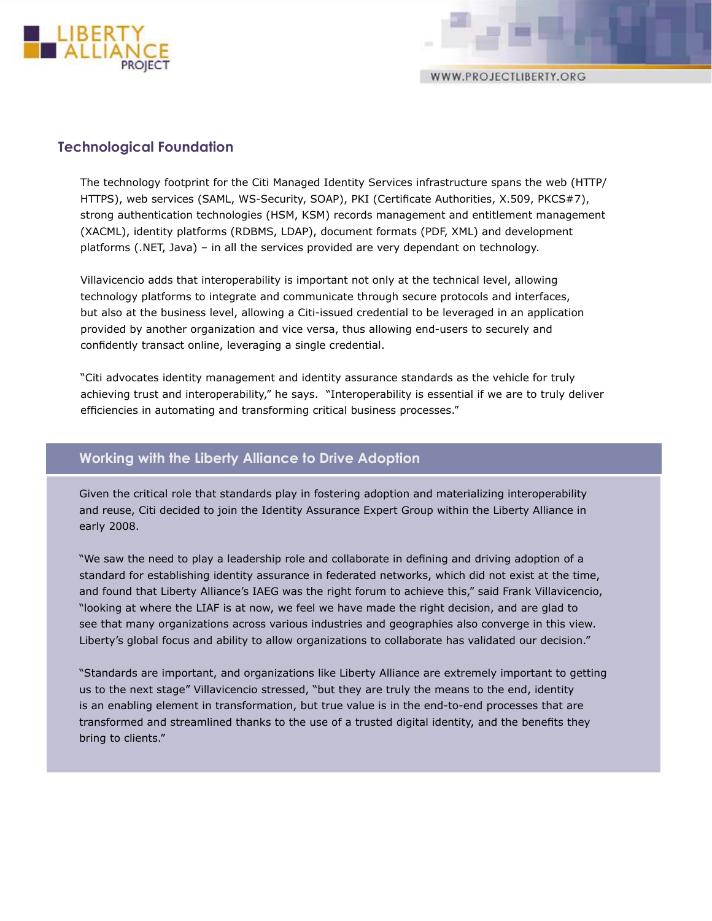## Technological Foundation

The technology footprint for the Citi Managed Identity Services infrastructure spans the web (HTTP/HTTPS), web services (SAML, WS-Security, SOAP), PKI (Certificate Authorities, X.509, PKCS#7), strong authentication technologies (HSM, KSM) records management and entitlement management (XACML), identity platforms (RDBMS, LDAP), document formats (PDF, XML) and development platforms (.NET, Java) – in all the services provided are very dependant on technology.

Villavicencio adds that interoperability is important not only at the technical level, allowing technology platforms to integrate and communicate through secure protocols and interfaces, but also at the business level, allowing a Citi-issued credential to be leveraged in an application provided by another organization and vice versa, thus allowing end-users to securely and confidently transact online, leveraging a single credential.

"Citi advocates identity management and identity assurance standards as the vehicle for truly achieving trust and interoperability," he says. "Interoperability is essential if we are to truly deliver efficiencies in automating and transforming critical business processes."

## Working with the Liberty Alliance to Drive Adoption

Given the critical role that standards play in fostering adoption and materializing interoperability and reuse, Citi decided to join the Identity Assurance Expert Group within the Liberty Alliance in early 2008.

"We saw the need to play a leadership role and collaborate in defining and driving adoption of a standard for establishing identity assurance in federated networks, which did not exist at the time, and found that Liberty Alliance's IAEG was the right forum to achieve this," said Frank Villavicencio, "looking at where the LIAF is at now, we feel we have made the right decision, and are glad to see that many organizations across various industries and geographies also converge in this view. Liberty's global focus and ability to allow organizations to collaborate has validated our decision."

"Standards are important, and organizations like Liberty Alliance are extremely important to getting us to the next stage" Villavicencio stressed, "but they are truly the means to the end, identity is an enabling element in transformation, but true value is in the end-to-end processes that are transformed and streamlined thanks to the use of a trusted digital identity, and the benefits they bring to clients."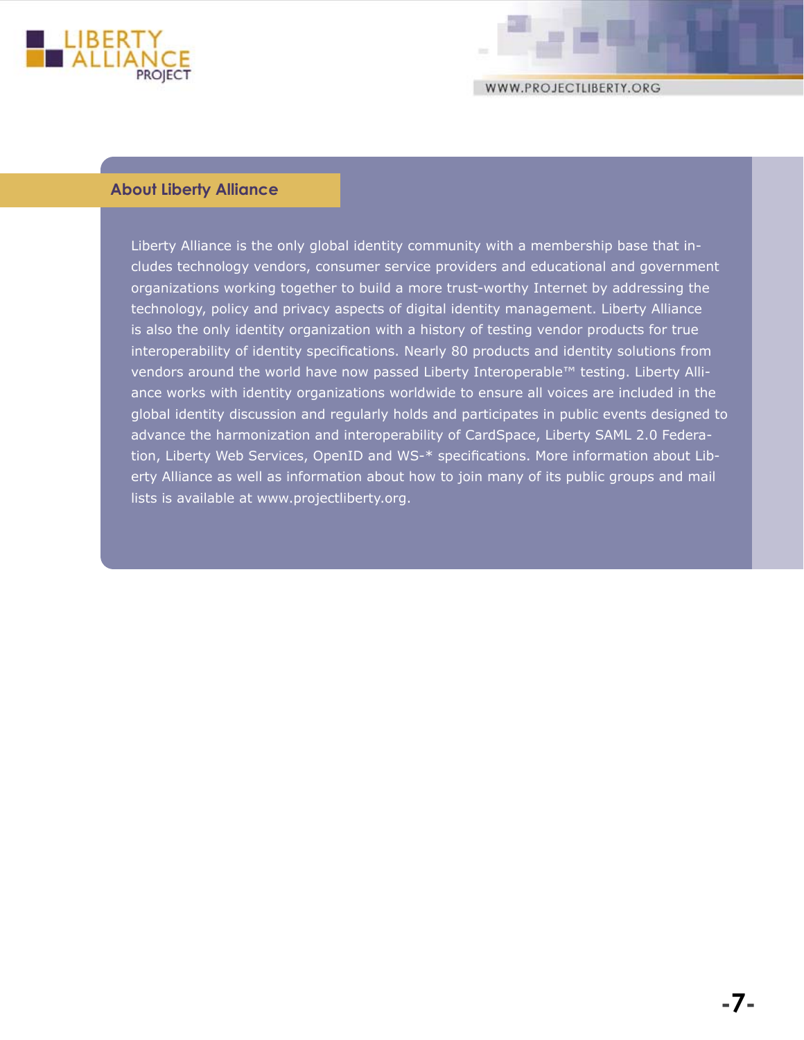## About Liberty Alliance

Liberty Alliance is the only global identity community with a membership base that includes technology vendors, consumer service providers and educational and government organizations working together to build a more trust-worthy Internet by addressing the technology, policy and privacy aspects of digital identity management. Liberty Alliance is also the only identity organization with a history of testing vendor products for true interoperability of identity specifications. Nearly 80 products and identity solutions from vendors around the world have now passed Liberty Interoperable™ testing. Liberty Alliance works with identity organizations worldwide to ensure all voices are included in the global identity discussion and regularly holds and participates in public events designed to advance the harmonization and interoperability of CardSpace, Liberty SAML 2.0 Federation, Liberty Web Services, OpenID and WS-* specifications. More information about Liberty Alliance as well as information about how to join many of its public groups and mail lists is available at www.projectliberty.org.